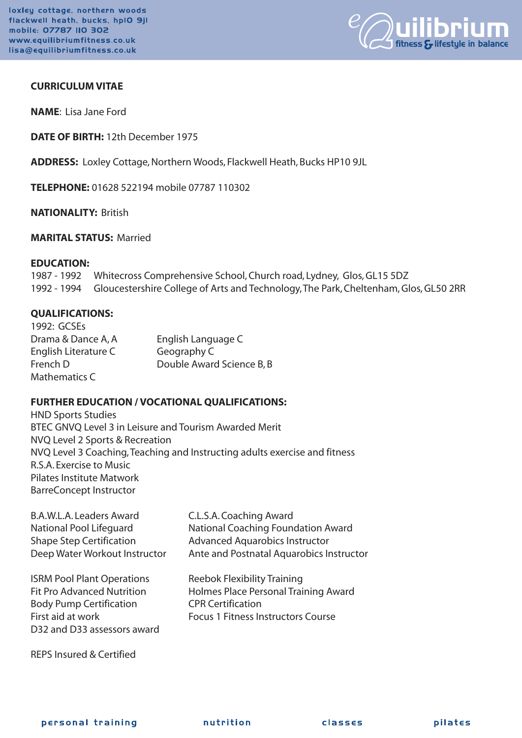loxley cottage, northern woods
flackwell heath, bucks, hp10 9jl
mobile: 07787 110 302
www.equilibriumfitness.co.uk
lisa@equilibriumfitness.co.uk

eQuilibrium fitness & lifestyle in balance

**CURRICULUM VITAE**

**NAME**: Lisa Jane Ford

**DATE OF BIRTH:** 12th December 1975

**ADDRESS:** Loxley Cottage, Northern Woods, Flackwell Heath, Bucks HP10 9JL

**TELEPHONE:** 01628 522194 mobile 07787 110302

**NATIONALITY:** British

**MARITAL STATUS:** Married

**EDUCATION:**

1987 - 1992 Whitecross Comprehensive School, Church road, Lydney, Glos, GL15 5DZ
1992 - 1994 Gloucestershire College of Arts and Technology, The Park, Cheltenham, Glos, GL50 2RR

**QUALIFICATIONS:**

1992: GCSEs

Drama & Dance A, A
English Literature C
French D
Mathematics C
English Language C
Geography C
Double Award Science B, B

**FURTHER EDUCATION / VOCATIONAL QUALIFICATIONS:**

HND Sports Studies
BTEC GNVQ Level 3 in Leisure and Tourism Awarded Merit
NVQ Level 2 Sports & Recreation
NVQ Level 3 Coaching, Teaching and Instructing adults exercise and fitness
R.S.A. Exercise to Music
Pilates Institute Matwork
BarreConcept Instructor

B.A.W.L.A. Leaders Award
National Pool Lifeguard
Shape Step Certification
Deep Water Workout Instructor
C.L.S.A. Coaching Award
National Coaching Foundation Award
Advanced Aquarobics Instructor
Ante and Postnatal Aquarobics Instructor

ISRM Pool Plant Operations
Fit Pro Advanced Nutrition
Body Pump Certification
First aid at work
D32 and D33 assessors award
Reebok Flexibility Training
Holmes Place Personal Training Award
CPR Certification
Focus 1 Fitness Instructors Course

REPS Insured & Certified

personal training nutrition classes pilates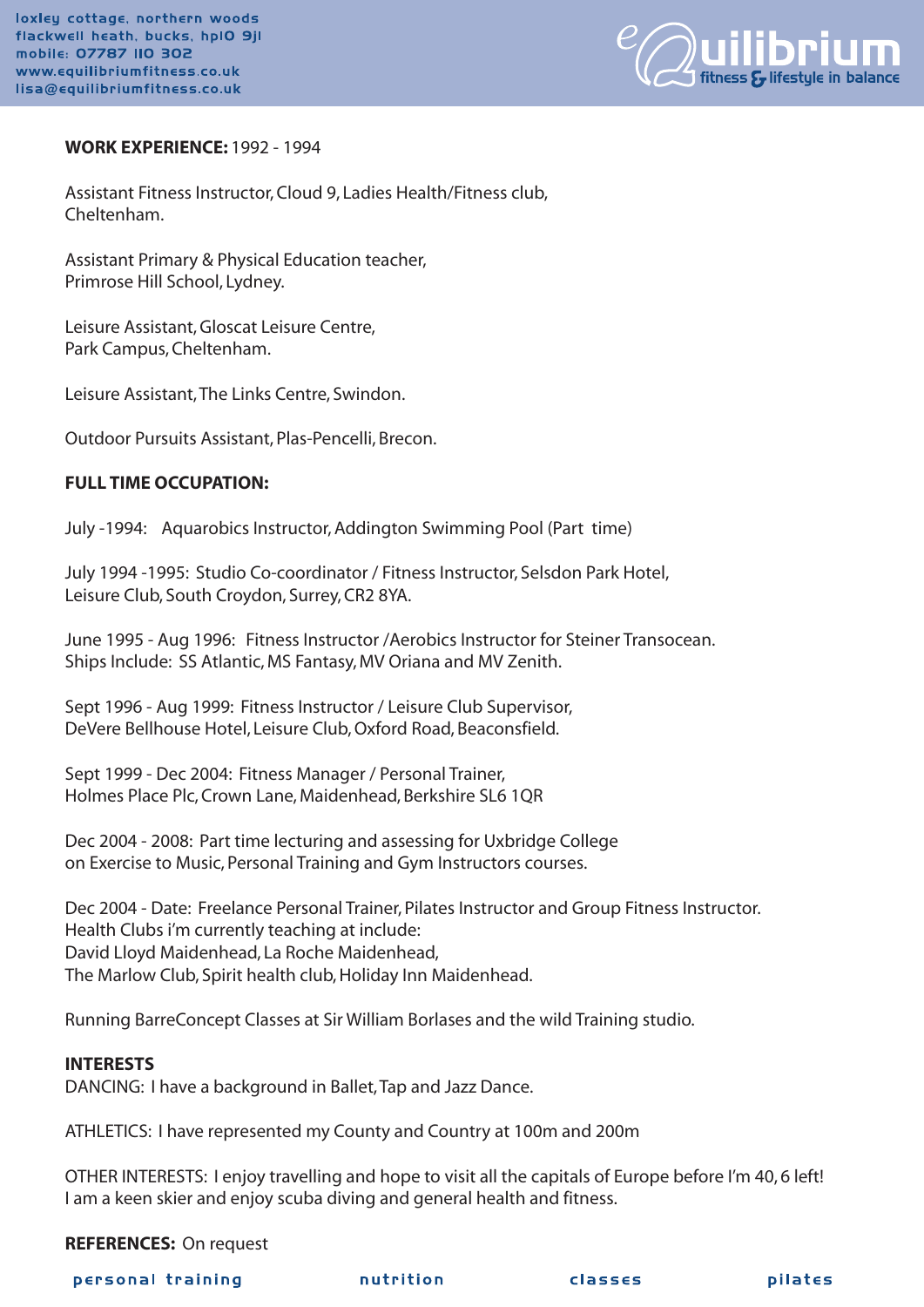**WORK EXPERIENCE:** 1992 - 1994

Assistant Fitness Instructor, Cloud 9, Ladies Health/Fitness club,
Cheltenham.

Assistant Primary & Physical Education teacher,
Primrose Hill School, Lydney.

Leisure Assistant, Gloscat Leisure Centre,
Park Campus, Cheltenham.

Leisure Assistant, The Links Centre, Swindon.

Outdoor Pursuits Assistant, Plas-Pencelli, Brecon.

**FULL TIME OCCUPATION:**

July -1994: Aquarobics Instructor, Addington Swimming Pool (Part time)

July 1994 -1995: Studio Co-coordinator / Fitness Instructor, Selsdon Park Hotel,
Leisure Club, South Croydon, Surrey, CR2 8YA.

June 1995 - Aug 1996: Fitness Instructor /Aerobics Instructor for Steiner Transocean.
Ships Include: SS Atlantic, MS Fantasy, MV Oriana and MV Zenith.

Sept 1996 - Aug 1999: Fitness Instructor / Leisure Club Supervisor,
DeVere Bellhouse Hotel, Leisure Club, Oxford Road, Beaconsfield.

Sept 1999 - Dec 2004: Fitness Manager / Personal Trainer,
Holmes Place Plc, Crown Lane, Maidenhead, Berkshire SL6 1QR

Dec 2004 - 2008: Part time lecturing and assessing for Uxbridge College
on Exercise to Music, Personal Training and Gym Instructors courses.

Dec 2004 - Date: Freelance Personal Trainer, Pilates Instructor and Group Fitness Instructor.
Health Clubs i'm currently teaching at include:
David Lloyd Maidenhead, La Roche Maidenhead,
The Marlow Club, Spirit health club, Holiday Inn Maidenhead.

Running BarreConcept Classes at Sir William Borlases and the wild Training studio.

**INTERESTS**

DANCING: I have a background in Ballet, Tap and Jazz Dance.

ATHLETICS: I have represented my County and Country at 100m and 200m

OTHER INTERESTS: I enjoy travelling and hope to visit all the capitals of Europe before I'm 40, 6 left!
I am a keen skier and enjoy scuba diving and general health and fitness.

**REFERENCES:** On request